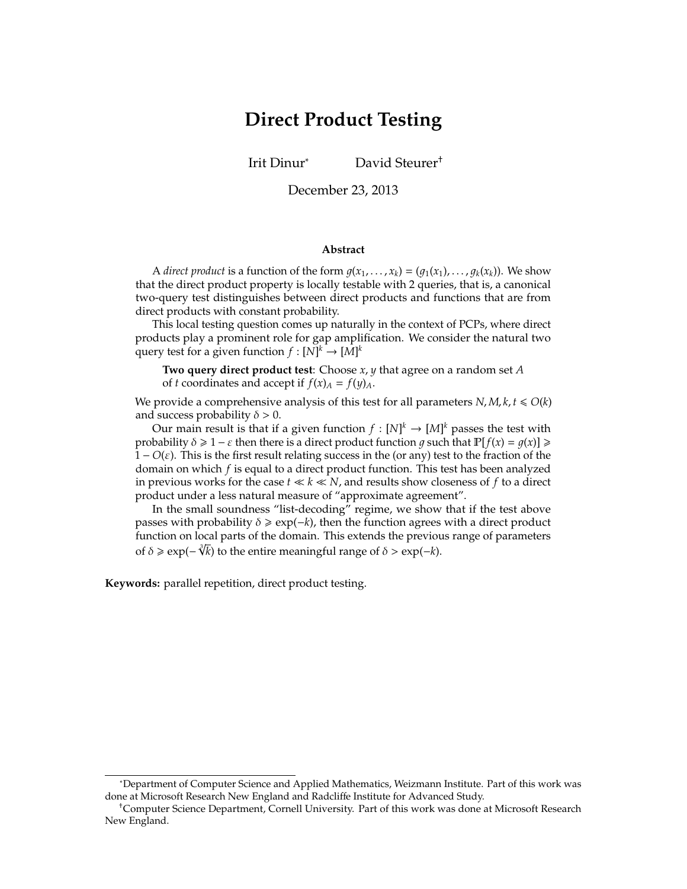# Direct Product Testing

Irit Dinur[*] David Steurer[†]

December 23, 2013

### Abstract

A *direct product* is a function of the form $g(x_1, \ldots, x_k) = (g_1(x_1), \ldots, g_k(x_k))$. We show that the direct product property is locally testable with 2 queries, that is, a canonical two-query test distinguishes between direct products and functions that are from direct products with constant probability.

This local testing question comes up naturally in the context of PCPs, where direct products play a prominent role for gap amplification. We consider the natural two query test for a given function $f : [N]^k \to [M]^k$

> **Two query direct product test**: Choose $x, y$ that agree on a random set $A$ of $t$ coordinates and accept if $f(x)_A = f(y)_A$.

We provide a comprehensive analysis of this test for all parameters $N, M, k, t \leqslant O(k)$ and success probability $\delta > 0$.

Our main result is that if a given function $f : [N]^k \to [M]^k$ passes the test with probability $\delta \geqslant 1 - \varepsilon$ then there is a direct product function $g$ such that $\mathbb{P}[f(x) = g(x)] \geqslant 1 - O(\varepsilon)$. This is the first result relating success in the (or any) test to the fraction of the domain on which $f$ is equal to a direct product function. This test has been analyzed in previous works for the case $t \ll k \ll N$, and results show closeness of $f$ to a direct product under a less natural measure of "approximate agreement".

In the small soundness "list-decoding" regime, we show that if the test above passes with probability $\delta \geqslant \exp(-k)$, then the function agrees with a direct product function on local parts of the domain. This extends the previous range of parameters of $\delta \geqslant \exp(-\sqrt[3]{k})$ to the entire meaningful range of $\delta > \exp(-k)$.

**Keywords:** parallel repetition, direct product testing.

---

[*] Department of Computer Science and Applied Mathematics, Weizmann Institute. Part of this work was done at Microsoft Research New England and Radcliffe Institute for Advanced Study.

[†] Computer Science Department, Cornell University. Part of this work was done at Microsoft Research New England.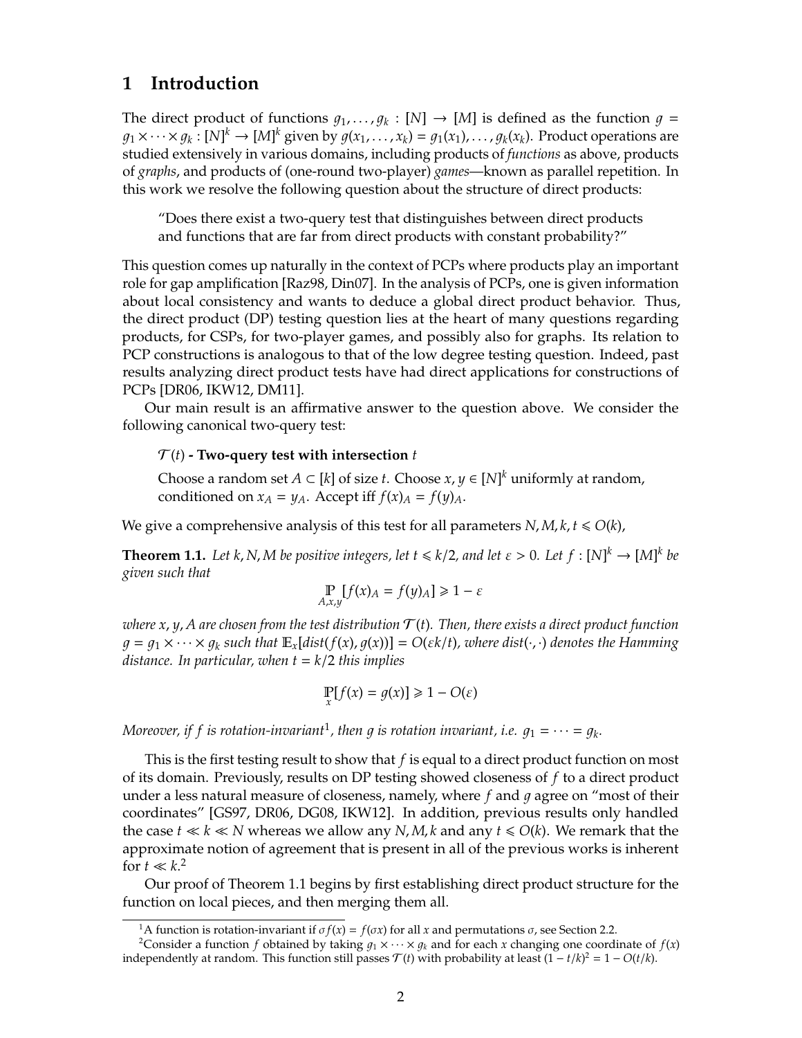# 1 Introduction

The direct product of functions $g_1, \ldots, g_k : [N] \to [M]$ is defined as the function $g = g_1 \times \cdots \times g_k : [N]^k \to [M]^k$ given by $g(x_1, \ldots, x_k) = g_1(x_1), \ldots, g_k(x_k)$. Product operations are studied extensively in various domains, including products of *functions* as above, products of *graphs*, and products of (one-round two-player) *games*—known as parallel repetition. In this work we resolve the following question about the structure of direct products:

> "Does there exist a two-query test that distinguishes between direct products and functions that are far from direct products with constant probability?"

This question comes up naturally in the context of PCPs where products play an important role for gap amplification [Raz98, Din07]. In the analysis of PCPs, one is given information about local consistency and wants to deduce a global direct product behavior. Thus, the direct product (DP) testing question lies at the heart of many questions regarding products, for CSPs, for two-player games, and possibly also for graphs. Its relation to PCP constructions is analogous to that of the low degree testing question. Indeed, past results analyzing direct product tests have had direct applications for constructions of PCPs [DR06, IKW12, DM11].

Our main result is an affirmative answer to the question above. We consider the following canonical two-query test:

> $\mathcal{T}(t)$ **- Two-query test with intersection** $t$
>
> Choose a random set $A \subset [k]$ of size $t$. Choose $x, y \in [N]^k$ uniformly at random, conditioned on $x_A = y_A$. Accept iff $f(x)_A = f(y)_A$.

We give a comprehensive analysis of this test for all parameters $N, M, k, t \leqslant O(k)$,

**Theorem 1.1.** *Let $k, N, M$ be positive integers, let $t \leqslant k/2$, and let $\varepsilon > 0$. Let $f : [N]^k \to [M]^k$ be given such that*

$$\mathop{\mathbb{P}}_{A,x,y}[f(x)_A = f(y)_A] \geqslant 1 - \varepsilon$$

*where $x, y, A$ are chosen from the test distribution $\mathcal{T}(t)$. Then, there exists a direct product function $g = g_1 \times \cdots \times g_k$ such that $\mathbb{E}_x[dist(f(x), g(x))] = O(\varepsilon k/t)$, where $dist(\cdot, \cdot)$ denotes the Hamming distance. In particular, when $t = k/2$ this implies*

$$\mathop{\mathbb{P}}_{x}[f(x) = g(x)] \geqslant 1 - O(\varepsilon)$$

*Moreover, if $f$ is rotation-invariant*[1]*, then $g$ is rotation invariant, i.e. $g_1 = \cdots = g_k$.*

This is the first testing result to show that $f$ is equal to a direct product function on most of its domain. Previously, results on DP testing showed closeness of $f$ to a direct product under a less natural measure of closeness, namely, where $f$ and $g$ agree on "most of their coordinates" [GS97, DR06, DG08, IKW12]. In addition, previous results only handled the case $t \ll k \ll N$ whereas we allow any $N, M, k$ and any $t \leqslant O(k)$. We remark that the approximate notion of agreement that is present in all of the previous works is inherent for $t \ll k$.[2]

Our proof of Theorem 1.1 begins by first establishing direct product structure for the function on local pieces, and then merging them all.

---

[1] A function is rotation-invariant if $\sigma f(x) = f(\sigma x)$ for all $x$ and permutations $\sigma$, see Section 2.2.

[2] Consider a function $f$ obtained by taking $g_1 \times \cdots \times g_k$ and for each $x$ changing one coordinate of $f(x)$ independently at random. This function still passes $\mathcal{T}(t)$ with probability at least $(1 - t/k)^2 = 1 - O(t/k)$.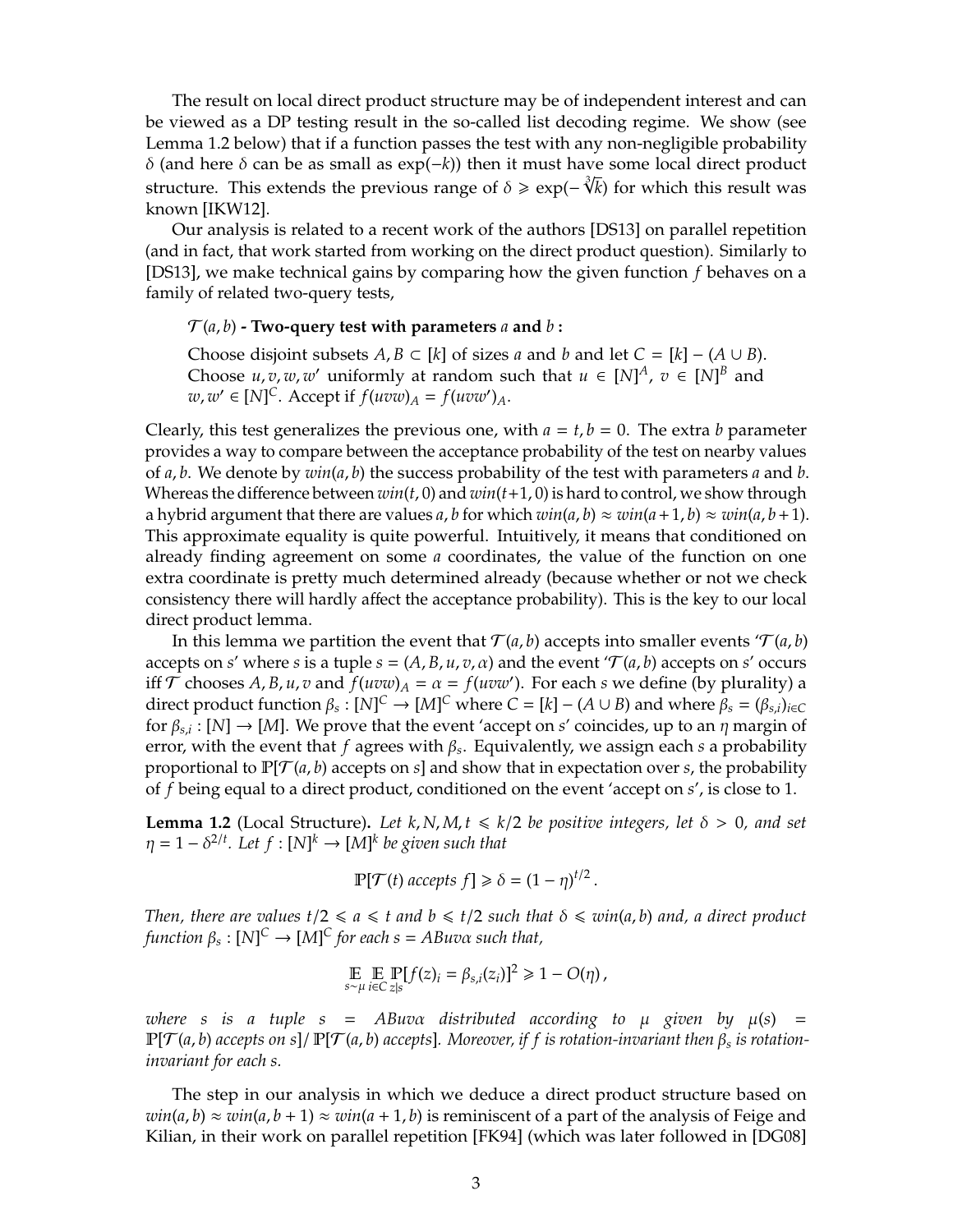The result on local direct product structure may be of independent interest and can be viewed as a DP testing result in the so-called list decoding regime. We show (see Lemma 1.2 below) that if a function passes the test with any non-negligible probability $\delta$ (and here $\delta$ can be as small as $\exp(-k)$) then it must have some local direct product structure. This extends the previous range of $\delta \geqslant \exp(-\sqrt[3]{k})$ for which this result was known [IKW12].

Our analysis is related to a recent work of the authors [DS13] on parallel repetition (and in fact, that work started from working on the direct product question). Similarly to [DS13], we make technical gains by comparing how the given function $f$ behaves on a family of related two-query tests,

> $\mathcal{T}(a, b)$ **- Two-query test with parameters** $a$ **and** $b$ **:**
>
> Choose disjoint subsets $A, B \subset [k]$ of sizes $a$ and $b$ and let $C = [k] - (A \cup B)$. Choose $u, v, w, w'$ uniformly at random such that $u \in [N]^A$, $v \in [N]^B$ and $w, w' \in [N]^C$. Accept if $f(uvw)_A = f(uvw')_A$.

Clearly, this test generalizes the previous one, with $a = t, b = 0$. The extra $b$ parameter provides a way to compare between the acceptance probability of the test on nearby values of $a, b$. We denote by $win(a, b)$ the success probability of the test with parameters $a$ and $b$. Whereas the difference between $win(t, 0)$ and $win(t+1, 0)$ is hard to control, we show through a hybrid argument that there are values $a, b$ for which $win(a, b) \approx win(a+1, b) \approx win(a, b+1)$. This approximate equality is quite powerful. Intuitively, it means that conditioned on already finding agreement on some $a$ coordinates, the value of the function on one extra coordinate is pretty much determined already (because whether or not we check consistency there will hardly affect the acceptance probability). This is the key to our local direct product lemma.

In this lemma we partition the event that $\mathcal{T}(a, b)$ accepts into smaller events '$\mathcal{T}(a, b)$ accepts on $s$' where $s$ is a tuple $s = (A, B, u, v, \alpha)$ and the event '$\mathcal{T}(a, b)$ accepts on $s$' occurs iff $\mathcal{T}$ chooses $A, B, u, v$ and $f(uvw)_A = \alpha = f(uvw')$. For each $s$ we define (by plurality) a direct product function $\beta_s : [N]^C \to [M]^C$ where $C = [k] - (A \cup B)$ and where $\beta_s = (\beta_{s,i})_{i \in C}$ for $\beta_{s,i} : [N] \to [M]$. We prove that the event 'accept on $s$' coincides, up to an $\eta$ margin of error, with the event that $f$ agrees with $\beta_s$. Equivalently, we assign each $s$ a probability proportional to $\mathbb{P}[\mathcal{T}(a, b)$ accepts on $s]$ and show that in expectation over $s$, the probability of $f$ being equal to a direct product, conditioned on the event 'accept on $s$', is close to 1.

**Lemma 1.2** (Local Structure)**.** *Let $k, N, M, t \leqslant k/2$ be positive integers, let $\delta > 0$, and set $\eta = 1 - \delta^{2/t}$. Let $f : [N]^k \to [M]^k$ be given such that*

$$\mathbb{P}[\mathcal{T}(t) \text{ accepts } f] \geqslant \delta = (1 - \eta)^{t/2} .$$

*Then, there are values $t/2 \leqslant a \leqslant t$ and $b \leqslant t/2$ such that $\delta \leqslant win(a, b)$ and, a direct product function $\beta_s : [N]^C \to [M]^C$ for each $s = ABuv\alpha$ such that,*

$$\mathop{\mathbb{E}}_{s \sim \mu} \mathop{\mathbb{E}}_{i \in C} \mathop{\mathbb{P}}_{z|s}[f(z)_i = \beta_{s,i}(z_i)]^2 \geqslant 1 - O(\eta) ,$$

*where $s$ is a tuple $s = ABuv\alpha$ distributed according to $\mu$ given by $\mu(s) = \mathbb{P}[\mathcal{T}(a, b) \text{ accepts on } s] / \mathbb{P}[\mathcal{T}(a, b) \text{ accepts}]$. Moreover, if $f$ is rotation-invariant then $\beta_s$ is rotation-invariant for each $s$.*

The step in our analysis in which we deduce a direct product structure based on $win(a, b) \approx win(a, b+1) \approx win(a+1, b)$ is reminiscent of a part of the analysis of Feige and Kilian, in their work on parallel repetition [FK94] (which was later followed in [DG08]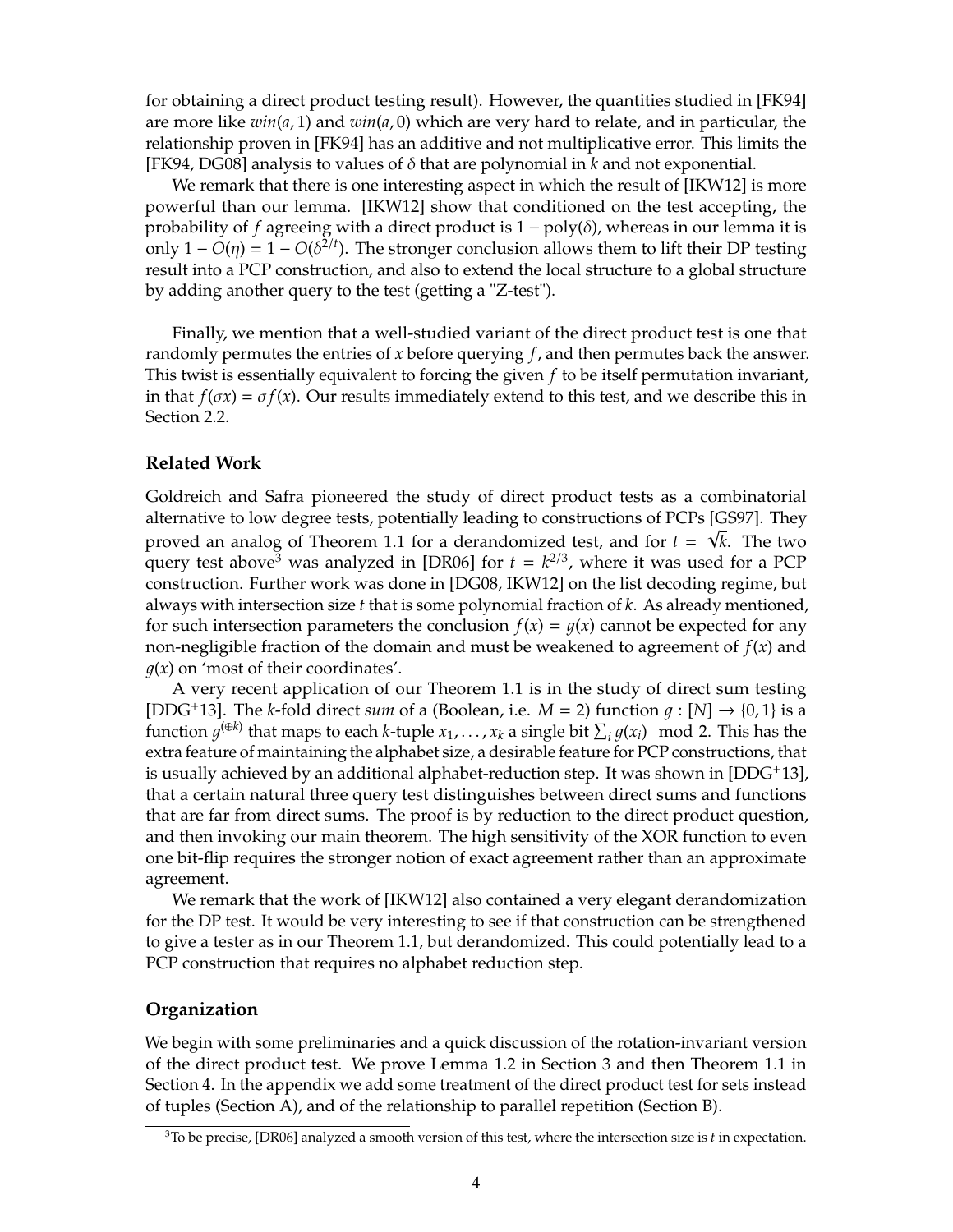for obtaining a direct product testing result). However, the quantities studied in [FK94] are more like $win(a, 1)$ and $win(a, 0)$ which are very hard to relate, and in particular, the relationship proven in [FK94] has an additive and not multiplicative error. This limits the [FK94, DG08] analysis to values of $\delta$ that are polynomial in $k$ and not exponential.

We remark that there is one interesting aspect in which the result of [IKW12] is more powerful than our lemma. [IKW12] show that conditioned on the test accepting, the probability of $f$ agreeing with a direct product is $1 - \mathrm{poly}(\delta)$, whereas in our lemma it is only $1 - O(\eta) = 1 - O(\delta^{2/t})$. The stronger conclusion allows them to lift their DP testing result into a PCP construction, and also to extend the local structure to a global structure by adding another query to the test (getting a "Z-test").

Finally, we mention that a well-studied variant of the direct product test is one that randomly permutes the entries of $x$ before querying $f$, and then permutes back the answer. This twist is essentially equivalent to forcing the given $f$ to be itself permutation invariant, in that $f(\sigma x) = \sigma f(x)$. Our results immediately extend to this test, and we describe this in Section 2.2.

### Related Work

Goldreich and Safra pioneered the study of direct product tests as a combinatorial alternative to low degree tests, potentially leading to constructions of PCPs [GS97]. They proved an analog of Theorem 1.1 for a derandomized test, and for $t = \sqrt{k}$. The two query test above[3] was analyzed in [DR06] for $t = k^{2/3}$, where it was used for a PCP construction. Further work was done in [DG08, IKW12] on the list decoding regime, but always with intersection size $t$ that is some polynomial fraction of $k$. As already mentioned, for such intersection parameters the conclusion $f(x) = g(x)$ cannot be expected for any non-negligible fraction of the domain and must be weakened to agreement of $f(x)$ and $g(x)$ on 'most of their coordinates'.

A very recent application of our Theorem 1.1 is in the study of direct sum testing [DDG+13]. The $k$-fold direct *sum* of a (Boolean, i.e. $M = 2$) function $g : [N] \to \{0, 1\}$ is a function $g^{(\oplus k)}$ that maps to each $k$-tuple $x_1, \ldots, x_k$ a single bit $\sum_i g(x_i) \mod 2$. This has the extra feature of maintaining the alphabet size, a desirable feature for PCP constructions, that is usually achieved by an additional alphabet-reduction step. It was shown in [DDG+13], that a certain natural three query test distinguishes between direct sums and functions that are far from direct sums. The proof is by reduction to the direct product question, and then invoking our main theorem. The high sensitivity of the XOR function to even one bit-flip requires the stronger notion of exact agreement rather than an approximate agreement.

We remark that the work of [IKW12] also contained a very elegant derandomization for the DP test. It would be very interesting to see if that construction can be strengthened to give a tester as in our Theorem 1.1, but derandomized. This could potentially lead to a PCP construction that requires no alphabet reduction step.

### Organization

We begin with some preliminaries and a quick discussion of the rotation-invariant version of the direct product test. We prove Lemma 1.2 in Section 3 and then Theorem 1.1 in Section 4. In the appendix we add some treatment of the direct product test for sets instead of tuples (Section A), and of the relationship to parallel repetition (Section B).

[3] To be precise, [DR06] analyzed a smooth version of this test, where the intersection size is $t$ in expectation.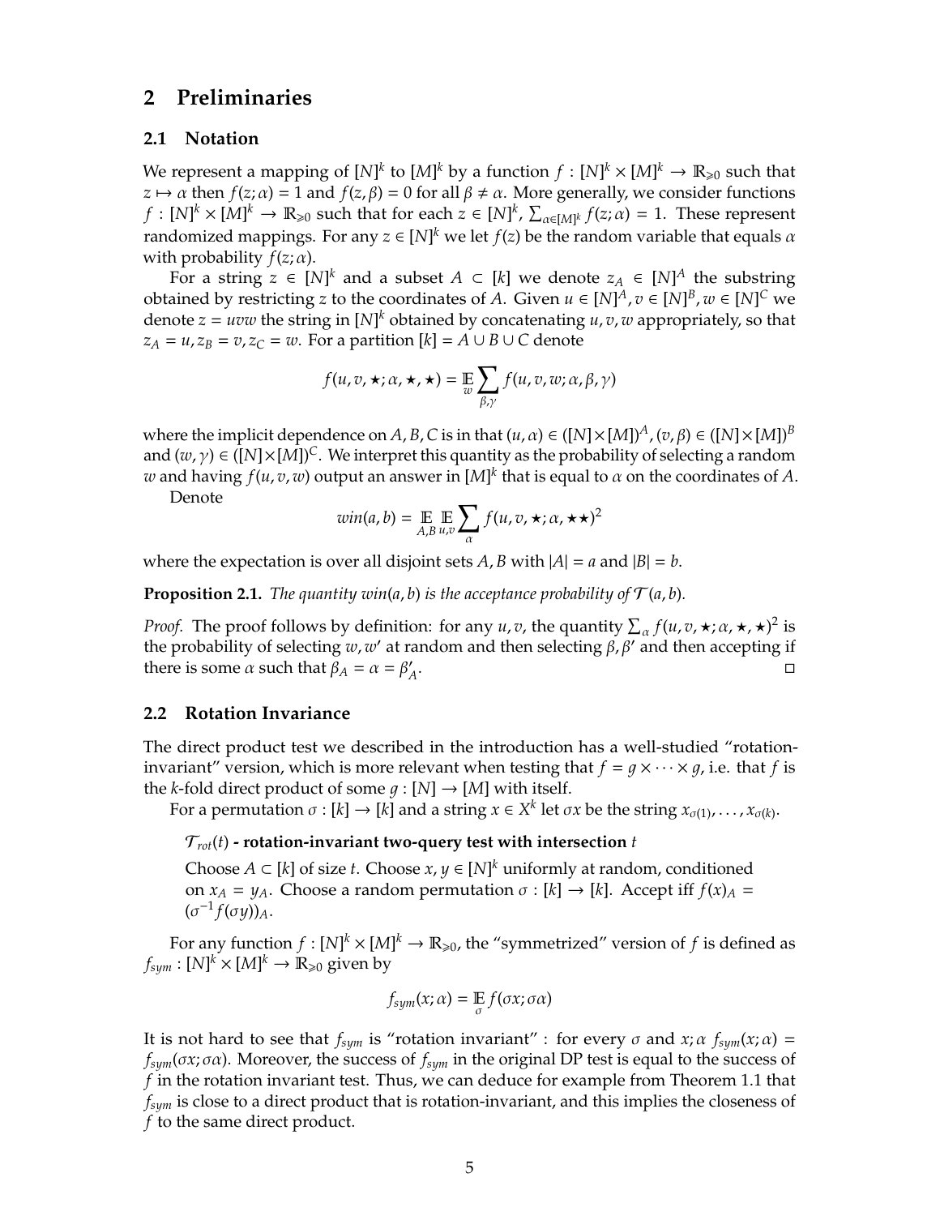## 2 Preliminaries

### 2.1 Notation

We represent a mapping of $[N]^k$ to $[M]^k$ by a function $f : [N]^k \times [M]^k \to \mathbb{R}_{\geqslant 0}$ such that $z \mapsto \alpha$ then $f(z;\alpha) = 1$ and $f(z,\beta) = 0$ for all $\beta \neq \alpha$. More generally, we consider functions $f : [N]^k \times [M]^k \to \mathbb{R}_{\geqslant 0}$ such that for each $z \in [N]^k$, $\sum_{\alpha \in [M]^k} f(z;\alpha) = 1$. These represent randomized mappings. For any $z \in [N]^k$ we let $f(z)$ be the random variable that equals $\alpha$ with probability $f(z;\alpha)$.

For a string $z \in [N]^k$ and a subset $A \subset [k]$ we denote $z_A \in [N]^A$ the substring obtained by restricting $z$ to the coordinates of $A$. Given $u \in [N]^A, v \in [N]^B, w \in [N]^C$ we denote $z = uvw$ the string in $[N]^k$ obtained by concatenating $u, v, w$ appropriately, so that $z_A = u, z_B = v, z_C = w$. For a partition $[k] = A \cup B \cup C$ denote

$$f(u, v, \star; \alpha, \star, \star) = \mathop{\mathbb{E}}_{w} \sum_{\beta,\gamma} f(u, v, w; \alpha, \beta, \gamma)$$

where the implicit dependence on $A, B, C$ is in that $(u,\alpha) \in ([N] \times [M])^A$, $(v,\beta) \in ([N] \times [M])^B$ and $(w,\gamma) \in ([N] \times [M])^C$. We interpret this quantity as the probability of selecting a random $w$ and having $f(u, v, w)$ output an answer in $[M]^k$ that is equal to $\alpha$ on the coordinates of $A$.

Denote

$$win(a, b) = \mathop{\mathbb{E}}_{A,B} \mathop{\mathbb{E}}_{u,v} \sum_{\alpha} f(u, v, \star; \alpha, \star\star)^2$$

where the expectation is over all disjoint sets $A, B$ with $|A| = a$ and $|B| = b$.

**Proposition 2.1.** *The quantity $win(a, b)$ is the acceptance probability of $\mathcal{T}(a, b)$.*

*Proof.* The proof follows by definition: for any $u, v$, the quantity $\sum_\alpha f(u, v, \star; \alpha, \star, \star)^2$ is the probability of selecting $w, w'$ at random and then selecting $\beta, \beta'$ and then accepting if there is some $\alpha$ such that $\beta_A = \alpha = \beta'_A$. □

### 2.2 Rotation Invariance

The direct product test we described in the introduction has a well-studied "rotation-invariant" version, which is more relevant when testing that $f = g \times \cdots \times g$, i.e. that $f$ is the $k$-fold direct product of some $g : [N] \to [M]$ with itself.

For a permutation $\sigma : [k] \to [k]$ and a string $x \in X^k$ let $\sigma x$ be the string $x_{\sigma(1)}, \ldots, x_{\sigma(k)}$.

> **$\mathcal{T}_{rot}(t)$ - rotation-invariant two-query test with intersection $t$**
>
> Choose $A \subset [k]$ of size $t$. Choose $x, y \in [N]^k$ uniformly at random, conditioned on $x_A = y_A$. Choose a random permutation $\sigma : [k] \to [k]$. Accept iff $f(x)_A = (\sigma^{-1} f(\sigma y))_A$.

For any function $f : [N]^k \times [M]^k \to \mathbb{R}_{\geqslant 0}$, the "symmetrized" version of $f$ is defined as $f_{sym} : [N]^k \times [M]^k \to \mathbb{R}_{\geqslant 0}$ given by

$$f_{sym}(x;\alpha) = \mathop{\mathbb{E}}_{\sigma} f(\sigma x; \sigma\alpha)$$

It is not hard to see that $f_{sym}$ is "rotation invariant" : for every $\sigma$ and $x;\alpha$ $f_{sym}(x;\alpha) = f_{sym}(\sigma x; \sigma\alpha)$. Moreover, the success of $f_{sym}$ in the original DP test is equal to the success of $f$ in the rotation invariant test. Thus, we can deduce for example from Theorem 1.1 that $f_{sym}$ is close to a direct product that is rotation-invariant, and this implies the closeness of $f$ to the same direct product.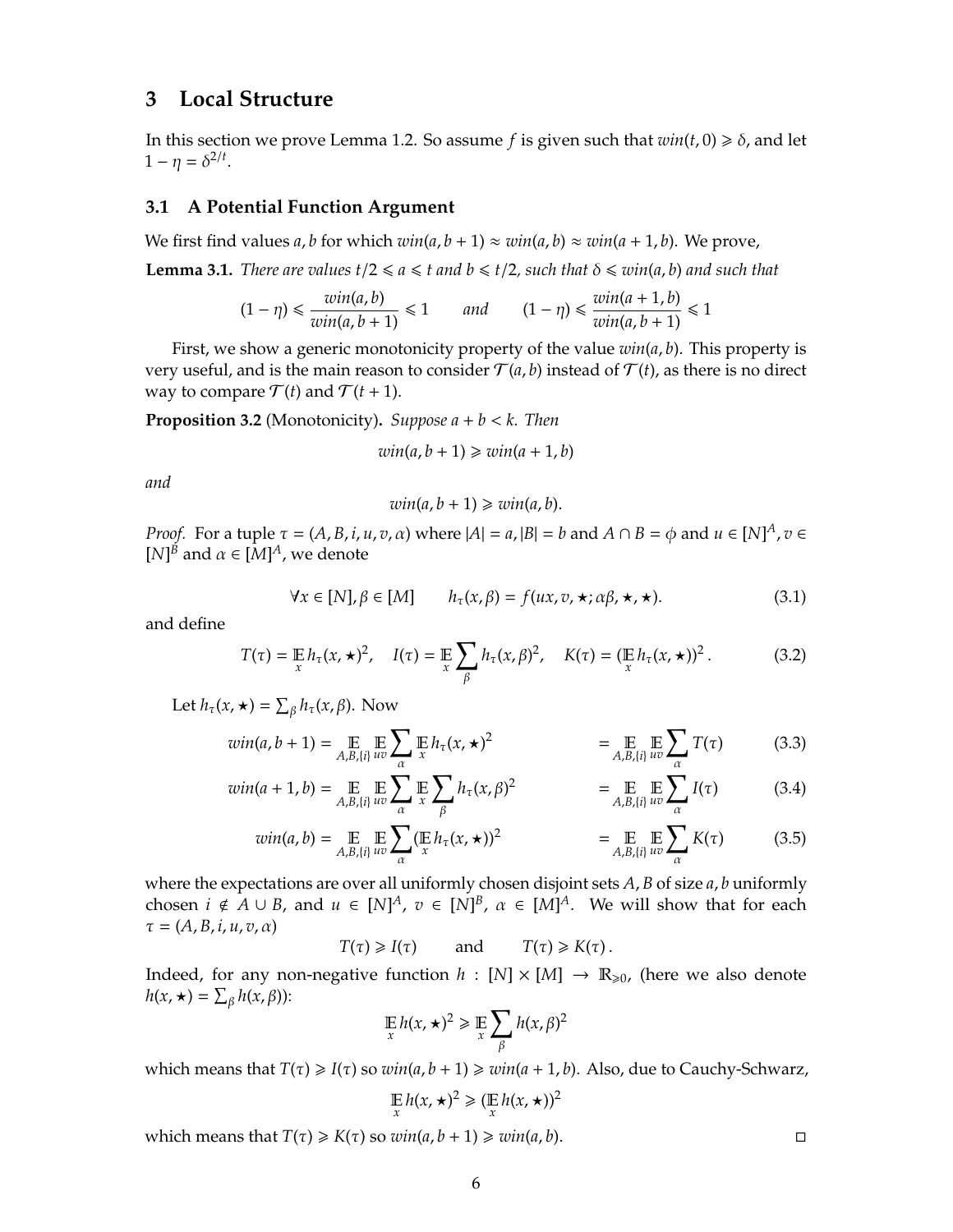## 3 Local Structure

In this section we prove Lemma 1.2. So assume $f$ is given such that $win(t, 0) \geqslant \delta$, and let $1 - \eta = \delta^{2/t}$.

### 3.1 A Potential Function Argument

We first find values $a, b$ for which $win(a, b+1) \approx win(a, b) \approx win(a+1, b)$. We prove,

**Lemma 3.1.** *There are values $t/2 \leqslant a \leqslant t$ and $b \leqslant t/2$, such that $\delta \leqslant win(a, b)$ and such that*

$$(1-\eta) \leqslant \frac{win(a,b)}{win(a,b+1)} \leqslant 1 \qquad \text{and} \qquad (1-\eta) \leqslant \frac{win(a+1,b)}{win(a,b+1)} \leqslant 1$$

First, we show a generic monotonicity property of the value $win(a, b)$. This property is very useful, and is the main reason to consider $\mathcal{T}(a, b)$ instead of $\mathcal{T}(t)$, as there is no direct way to compare $\mathcal{T}(t)$ and $\mathcal{T}(t+1)$.

**Proposition 3.2** (Monotonicity). *Suppose $a + b < k$. Then*

$$win(a, b+1) \geqslant win(a+1, b)$$

*and*

$$win(a, b+1) \geqslant win(a, b).$$

*Proof.* For a tuple $\tau = (A, B, i, u, v, \alpha)$ where $|A| = a, |B| = b$ and $A \cap B = \phi$ and $u \in [N]^A, v \in [N]^B$ and $\alpha \in [M]^A$, we denote

$$\forall x \in [N], \beta \in [M] \qquad h_\tau(x, \beta) = f(ux, v, \star; \alpha\beta, \star, \star). \tag{3.1}$$

and define

$$T(\tau) = \mathop{\mathbb{E}}_x h_\tau(x, \star)^2, \quad I(\tau) = \mathop{\mathbb{E}}_x \sum_\beta h_\tau(x, \beta)^2, \quad K(\tau) = (\mathop{\mathbb{E}}_x h_\tau(x, \star))^2. \tag{3.2}$$

Let $h_\tau(x, \star) = \sum_\beta h_\tau(x, \beta)$. Now

$$win(a, b+1) = \mathop{\mathbb{E}}_{A,B,\{i\}} \mathop{\mathbb{E}}_{uv} \sum_\alpha \mathop{\mathbb{E}}_x h_\tau(x, \star)^2 \qquad = \mathop{\mathbb{E}}_{A,B,\{i\}} \mathop{\mathbb{E}}_{uv} \sum_\alpha T(\tau) \tag{3.3}$$

$$win(a+1, b) = \mathop{\mathbb{E}}_{A,B,\{i\}} \mathop{\mathbb{E}}_{uv} \sum_\alpha \mathop{\mathbb{E}}_x \sum_\beta h_\tau(x, \beta)^2 \qquad = \mathop{\mathbb{E}}_{A,B,\{i\}} \mathop{\mathbb{E}}_{uv} \sum_\alpha I(\tau) \tag{3.4}$$

$$win(a, b) = \mathop{\mathbb{E}}_{A,B,\{i\}} \mathop{\mathbb{E}}_{uv} \sum_\alpha (\mathop{\mathbb{E}}_x h_\tau(x, \star))^2 \qquad = \mathop{\mathbb{E}}_{A,B,\{i\}} \mathop{\mathbb{E}}_{uv} \sum_\alpha K(\tau) \tag{3.5}$$

where the expectations are over all uniformly chosen disjoint sets $A, B$ of size $a, b$ uniformly chosen $i \notin A \cup B$, and $u \in [N]^A$, $v \in [N]^B$, $\alpha \in [M]^A$. We will show that for each $\tau = (A, B, i, u, v, \alpha)$

$$T(\tau) \geqslant I(\tau) \qquad \text{and} \qquad T(\tau) \geqslant K(\tau).$$

Indeed, for any non-negative function $h : [N] \times [M] \to \mathbb{R}_{\geqslant 0}$, (here we also denote $h(x, \star) = \sum_\beta h(x, \beta)$):

$$\mathop{\mathbb{E}}_x h(x, \star)^2 \geqslant \mathop{\mathbb{E}}_x \sum_\beta h(x, \beta)^2$$

which means that $T(\tau) \geqslant I(\tau)$ so $win(a, b+1) \geqslant win(a+1, b)$. Also, due to Cauchy-Schwarz,

$$\mathop{\mathbb{E}}_x h(x, \star)^2 \geqslant (\mathop{\mathbb{E}}_x h(x, \star))^2$$

which means that $T(\tau) \geqslant K(\tau)$ so $win(a, b+1) \geqslant win(a, b)$. $\square$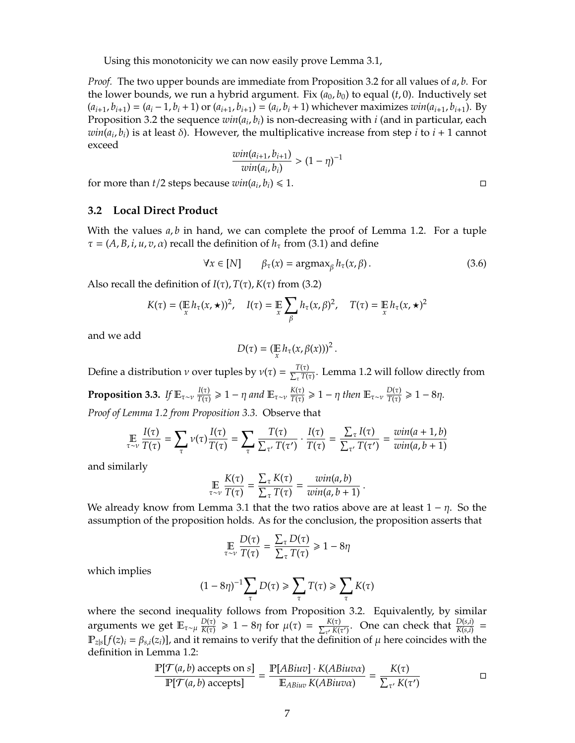Using this monotonicity we can now easily prove Lemma 3.1,

*Proof.* The two upper bounds are immediate from Proposition 3.2 for all values of $a, b$. For the lower bounds, we run a hybrid argument. Fix $(a_0, b_0)$ to equal $(t, 0)$. Inductively set $(a_{i+1}, b_{i+1}) = (a_i - 1, b_i + 1)$ or $(a_{i+1}, b_{i+1}) = (a_i, b_i + 1)$ whichever maximizes $win(a_{i+1}, b_{i+1})$. By Proposition 3.2 the sequence $win(a_i, b_i)$ is non-decreasing with $i$ (and in particular, each $win(a_i, b_i)$ is at least $\delta$). However, the multiplicative increase from step $i$ to $i+1$ cannot exceed

$$\frac{win(a_{i+1}, b_{i+1})}{win(a_i, b_i)} > (1-\eta)^{-1}$$

for more than $t/2$ steps because $win(a_i, b_i) \leqslant 1$. $\square$

### 3.2 Local Direct Product

With the values $a, b$ in hand, we can complete the proof of Lemma 1.2. For a tuple $\tau = (A, B, i, u, v, \alpha)$ recall the definition of $h_\tau$ from (3.1) and define

$$\forall x \in [N] \qquad \beta_\tau(x) = \operatorname{argmax}_\beta h_\tau(x, \beta). \tag{3.6}$$

Also recall the definition of $I(\tau), T(\tau), K(\tau)$ from (3.2)

$$K(\tau) = (\mathbb{E}_x h_\tau(x, \star))^2, \quad I(\tau) = \mathbb{E}_x \sum_\beta h_\tau(x, \beta)^2, \quad T(\tau) = \mathbb{E}_x h_\tau(x, \star)^2$$

and we add

$$D(\tau) = (\mathbb{E}_x h_\tau(x, \beta(x)))^2.$$

Define a distribution $\nu$ over tuples by $\nu(\tau) = \frac{T(\tau)}{\sum_\tau T(\tau)}$. Lemma 1.2 will follow directly from

**Proposition 3.3.** *If $\mathbb{E}_{\tau\sim\nu} \frac{I(\tau)}{T(\tau)} \geqslant 1 - \eta$ and $\mathbb{E}_{\tau\sim\nu} \frac{K(\tau)}{T(\tau)} \geqslant 1 - \eta$ then $\mathbb{E}_{\tau\sim\nu} \frac{D(\tau)}{T(\tau)} \geqslant 1 - 8\eta$.*

*Proof of Lemma 1.2 from Proposition 3.3.* Observe that

$$\mathbb{E}_{\tau\sim\nu} \frac{I(\tau)}{T(\tau)} = \sum_\tau \nu(\tau)\frac{I(\tau)}{T(\tau)} = \sum_\tau \frac{T(\tau)}{\sum_{\tau'} T(\tau')} \cdot \frac{I(\tau)}{T(\tau)} = \frac{\sum_\tau I(\tau)}{\sum_{\tau'} T(\tau')} = \frac{win(a+1, b)}{win(a, b+1)}$$

and similarly

$$\mathbb{E}_{\tau\sim\nu} \frac{K(\tau)}{T(\tau)} = \frac{\sum_\tau K(\tau)}{\sum_\tau T(\tau)} = \frac{win(a, b)}{win(a, b+1)}.$$

We already know from Lemma 3.1 that the two ratios above are at least $1 - \eta$. So the assumption of the proposition holds. As for the conclusion, the proposition asserts that

$$\mathbb{E}_{\tau\sim\nu} \frac{D(\tau)}{T(\tau)} = \frac{\sum_\tau D(\tau)}{\sum_\tau T(\tau)} \geqslant 1 - 8\eta$$

which implies

$$(1-8\eta)^{-1} \sum_\tau D(\tau) \geqslant \sum_\tau T(\tau) \geqslant \sum_\tau K(\tau)$$

where the second inequality follows from Proposition 3.2. Equivalently, by similar arguments we get $\mathbb{E}_{\tau\sim\mu} \frac{D(\tau)}{K(\tau)} \geqslant 1 - 8\eta$ for $\mu(\tau) = \frac{K(\tau)}{\sum_{\tau'} K(\tau')}$. One can check that $\frac{D(s,i)}{K(s,i)} = \mathbb{P}_{z|s}[f(z)_i = \beta_{s,i}(z_i)]$, and it remains to verify that the definition of $\mu$ here coincides with the definition in Lemma 1.2:

$$\frac{\mathbb{P}[\mathcal{T}(a,b) \text{ accepts on } s]}{\mathbb{P}[\mathcal{T}(a,b) \text{ accepts}]} = \frac{\mathbb{P}[ABiuv] \cdot K(ABiuv\alpha)}{\mathbb{E}_{ABiuv} K(ABiuv\alpha)} = \frac{K(\tau)}{\sum_{\tau'} K(\tau')} \qquad \square$$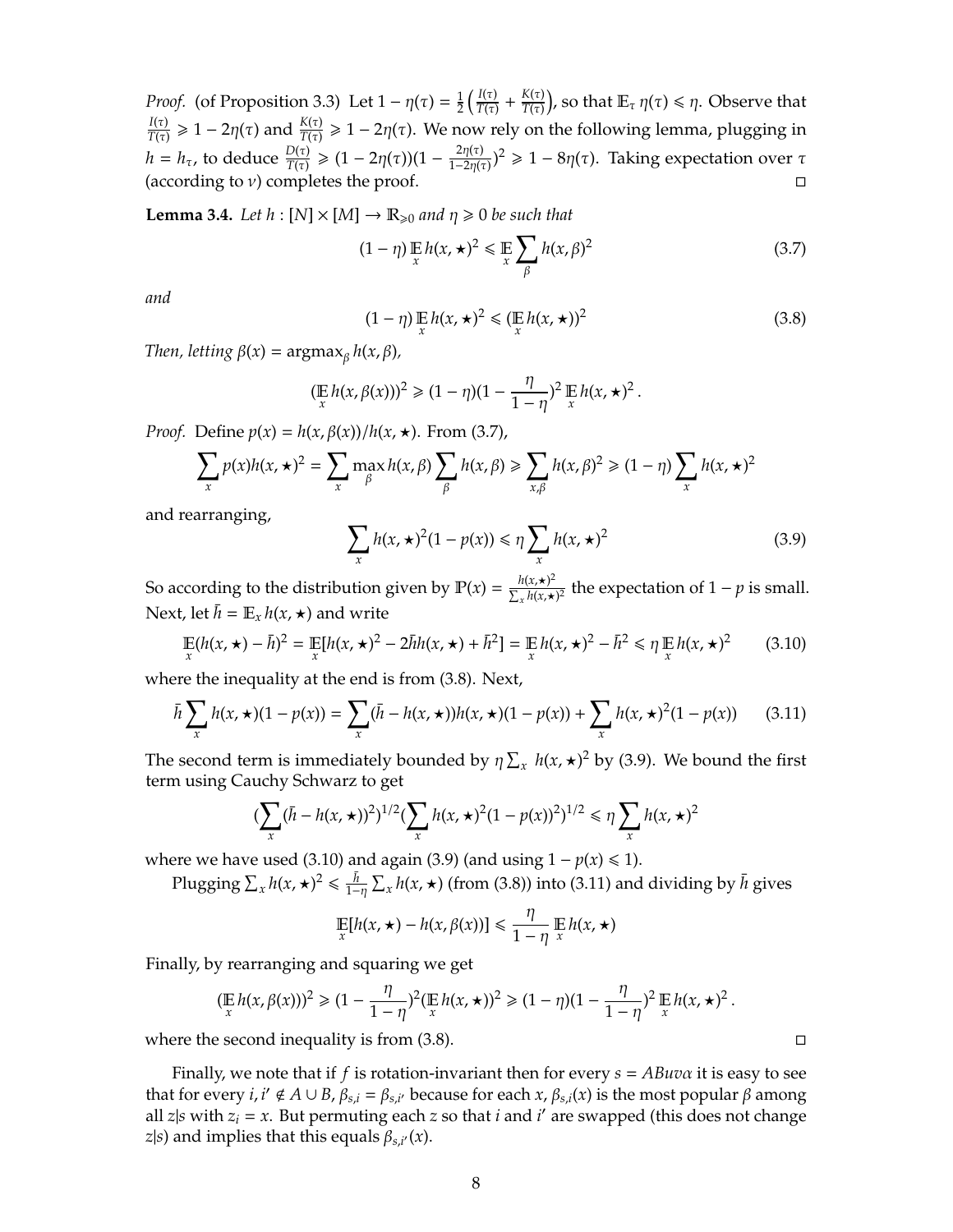*Proof.* (of Proposition 3.3) Let $1 - \eta(\tau) = \frac{1}{2}\left(\frac{I(\tau)}{T(\tau)} + \frac{K(\tau)}{T(\tau)}\right)$, so that $\mathbb{E}_\tau\, \eta(\tau) \leqslant \eta$. Observe that $\frac{I(\tau)}{T(\tau)} \geqslant 1 - 2\eta(\tau)$ and $\frac{K(\tau)}{T(\tau)} \geqslant 1 - 2\eta(\tau)$. We now rely on the following lemma, plugging in $h = h_\tau$, to deduce $\frac{D(\tau)}{T(\tau)} \geqslant (1 - 2\eta(\tau))(1 - \frac{2\eta(\tau)}{1-2\eta(\tau)})^2 \geqslant 1 - 8\eta(\tau)$. Taking expectation over $\tau$ (according to $\nu$) completes the proof. □

**Lemma 3.4.** *Let $h : [N] \times [M] \to \mathbb{R}_{\geqslant 0}$ and $\eta \geqslant 0$ be such that*

$$(1 - \eta) \mathop{\mathbb{E}}_x h(x, \star)^2 \leqslant \mathop{\mathbb{E}}_x \sum_\beta h(x, \beta)^2 \tag{3.7}$$

*and*

$$(1 - \eta) \mathop{\mathbb{E}}_x h(x, \star)^2 \leqslant (\mathop{\mathbb{E}}_x h(x, \star))^2 \tag{3.8}$$

*Then, letting $\beta(x) = \mathrm{argmax}_\beta\, h(x, \beta)$,*

$$(\mathop{\mathbb{E}}_x h(x, \beta(x)))^2 \geqslant (1 - \eta)(1 - \frac{\eta}{1-\eta})^2 \mathop{\mathbb{E}}_x h(x, \star)^2 .$$

*Proof.* Define $p(x) = h(x, \beta(x))/h(x, \star)$. From (3.7),

$$\sum_x p(x) h(x, \star)^2 = \sum_x \max_\beta h(x, \beta) \sum_\beta h(x, \beta) \geqslant \sum_{x,\beta} h(x, \beta)^2 \geqslant (1 - \eta) \sum_x h(x, \star)^2$$

and rearranging,

$$\sum_x h(x, \star)^2 (1 - p(x)) \leqslant \eta \sum_x h(x, \star)^2 \tag{3.9}$$

So according to the distribution given by $\mathbb{P}(x) = \frac{h(x,\star)^2}{\sum_x h(x,\star)^2}$ the expectation of $1 - p$ is small. Next, let $\bar{h} = \mathbb{E}_x h(x, \star)$ and write

$$\mathop{\mathbb{E}}_x (h(x, \star) - \bar{h})^2 = \mathop{\mathbb{E}}_x [h(x, \star)^2 - 2\bar{h} h(x, \star) + \bar{h}^2] = \mathop{\mathbb{E}}_x h(x, \star)^2 - \bar{h}^2 \leqslant \eta \mathop{\mathbb{E}}_x h(x, \star)^2 \tag{3.10}$$

where the inequality at the end is from (3.8). Next,

$$\bar{h} \sum_x h(x, \star)(1 - p(x)) = \sum_x (\bar{h} - h(x, \star)) h(x, \star)(1 - p(x)) + \sum_x h(x, \star)^2 (1 - p(x)) \tag{3.11}$$

The second term is immediately bounded by $\eta \sum_x\, h(x, \star)^2$ by (3.9). We bound the first term using Cauchy Schwarz to get

$$(\sum_x (\bar{h} - h(x, \star))^2)^{1/2} (\sum_x h(x, \star)^2 (1 - p(x))^2)^{1/2} \leqslant \eta \sum_x h(x, \star)^2$$

where we have used (3.10) and again (3.9) (and using $1 - p(x) \leqslant 1$).

Plugging $\sum_x h(x, \star)^2 \leqslant \frac{\bar{h}}{1-\eta} \sum_x h(x, \star)$ (from (3.8)) into (3.11) and dividing by $\bar{h}$ gives

$$\mathop{\mathbb{E}}_x [h(x, \star) - h(x, \beta(x))] \leqslant \frac{\eta}{1 - \eta} \mathop{\mathbb{E}}_x h(x, \star)$$

Finally, by rearranging and squaring we get

$$(\mathop{\mathbb{E}}_x h(x, \beta(x)))^2 \geqslant (1 - \frac{\eta}{1-\eta})^2 (\mathop{\mathbb{E}}_x h(x, \star))^2 \geqslant (1 - \eta)(1 - \frac{\eta}{1-\eta})^2 \mathop{\mathbb{E}}_x h(x, \star)^2 .$$

where the second inequality is from (3.8). □

Finally, we note that if $f$ is rotation-invariant then for every $s = ABuv\alpha$ it is easy to see that for every $i, i' \notin A \cup B$, $\beta_{s,i} = \beta_{s,i'}$ because for each $x$, $\beta_{s,i}(x)$ is the most popular $\beta$ among all $z|s$ with $z_i = x$. But permuting each $z$ so that $i$ and $i'$ are swapped (this does not change $z|s$) and implies that this equals $\beta_{s,i'}(x)$.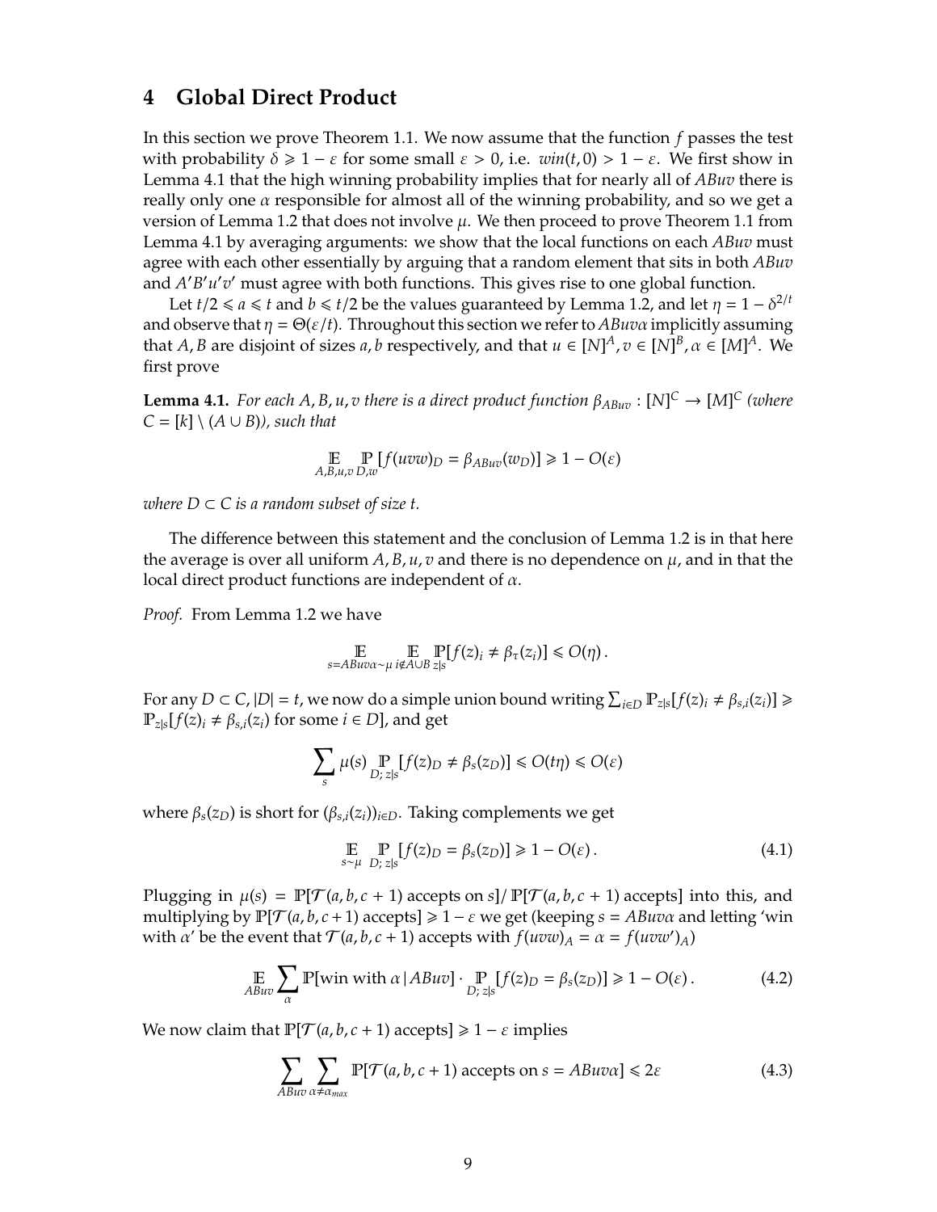## 4 Global Direct Product

In this section we prove Theorem 1.1. We now assume that the function $f$ passes the test with probability $\delta \geqslant 1 - \varepsilon$ for some small $\varepsilon > 0$, i.e. $win(t, 0) > 1 - \varepsilon$. We first show in Lemma 4.1 that the high winning probability implies that for nearly all of $ABuv$ there is really only one $\alpha$ responsible for almost all of the winning probability, and so we get a version of Lemma 1.2 that does not involve $\mu$. We then proceed to prove Theorem 1.1 from Lemma 4.1 by averaging arguments: we show that the local functions on each $ABuv$ must agree with each other essentially by arguing that a random element that sits in both $ABuv$ and $A'B'u'v'$ must agree with both functions. This gives rise to one global function.

Let $t/2 \leqslant a \leqslant t$ and $b \leqslant t/2$ be the values guaranteed by Lemma 1.2, and let $\eta = 1 - \delta^{2/t}$ and observe that $\eta = \Theta(\varepsilon/t)$. Throughout this section we refer to $ABuv\alpha$ implicitly assuming that $A, B$ are disjoint of sizes $a, b$ respectively, and that $u \in [N]^A, v \in [N]^B, \alpha \in [M]^A$. We first prove

**Lemma 4.1.** *For each $A, B, u, v$ there is a direct product function $\beta_{ABuv} : [N]^C \to [M]^C$ (where $C = [k] \setminus (A \cup B)$), such that*

$$\mathop{\mathbb{E}}_{A,B,u,v} \mathop{\mathbb{P}}_{D,w} [f(uvw)_D = \beta_{ABuv}(w_D)] \geqslant 1 - O(\varepsilon)$$

*where $D \subset C$ is a random subset of size $t$.*

The difference between this statement and the conclusion of Lemma 1.2 is in that here the average is over all uniform $A, B, u, v$ and there is no dependence on $\mu$, and in that the local direct product functions are independent of $\alpha$.

*Proof.* From Lemma 1.2 we have

$$\mathop{\mathbb{E}}_{s=ABuv\alpha\sim\mu} \mathop{\mathbb{E}}_{i\notin A\cup B} \mathop{\mathbb{P}}_{z|s}[f(z)_i \neq \beta_\tau(z_i)] \leqslant O(\eta)\,.$$

For any $D \subset C, |D| = t$, we now do a simple union bound writing $\sum_{i\in D} \mathbb{P}_{z|s}[f(z)_i \neq \beta_{s,i}(z_i)] \geqslant \mathbb{P}_{z|s}[f(z)_i \neq \beta_{s,i}(z_i)$ for some $i \in D]$, and get

$$\sum_s \mu(s) \mathop{\mathbb{P}}_{D;\, z|s}[f(z)_D \neq \beta_s(z_D)] \leqslant O(t\eta) \leqslant O(\varepsilon)$$

where $\beta_s(z_D)$ is short for $(\beta_{s,i}(z_i))_{i\in D}$. Taking complements we get

$$\mathop{\mathbb{E}}_{s\sim\mu} \mathop{\mathbb{P}}_{D;\, z|s}[f(z)_D = \beta_s(z_D)] \geqslant 1 - O(\varepsilon)\,. \tag{4.1}$$

Plugging in $\mu(s) = \mathbb{P}[\mathcal{T}(a, b, c+1)$ accepts on $s] / \mathbb{P}[\mathcal{T}(a, b, c+1)$ accepts$]$ into this, and multiplying by $\mathbb{P}[\mathcal{T}(a, b, c+1)$ accepts$] \geqslant 1 - \varepsilon$ we get (keeping $s = ABuv\alpha$ and letting 'win with $\alpha$' be the event that $\mathcal{T}(a, b, c+1)$ accepts with $f(uvw)_A = \alpha = f(uvw')_A$)

$$\mathop{\mathbb{E}}_{ABuv} \sum_\alpha \mathbb{P}[\text{win with } \alpha \,|\, ABuv] \cdot \mathop{\mathbb{P}}_{D;\, z|s}[f(z)_D = \beta_s(z_D)] \geqslant 1 - O(\varepsilon)\,. \tag{4.2}$$

We now claim that $\mathbb{P}[\mathcal{T}(a, b, c+1)$ accepts$] \geqslant 1 - \varepsilon$ implies

$$\sum_{ABuv} \sum_{\alpha\neq\alpha_{max}} \mathbb{P}[\mathcal{T}(a, b, c+1) \text{ accepts on } s = ABuv\alpha] \leqslant 2\varepsilon \tag{4.3}$$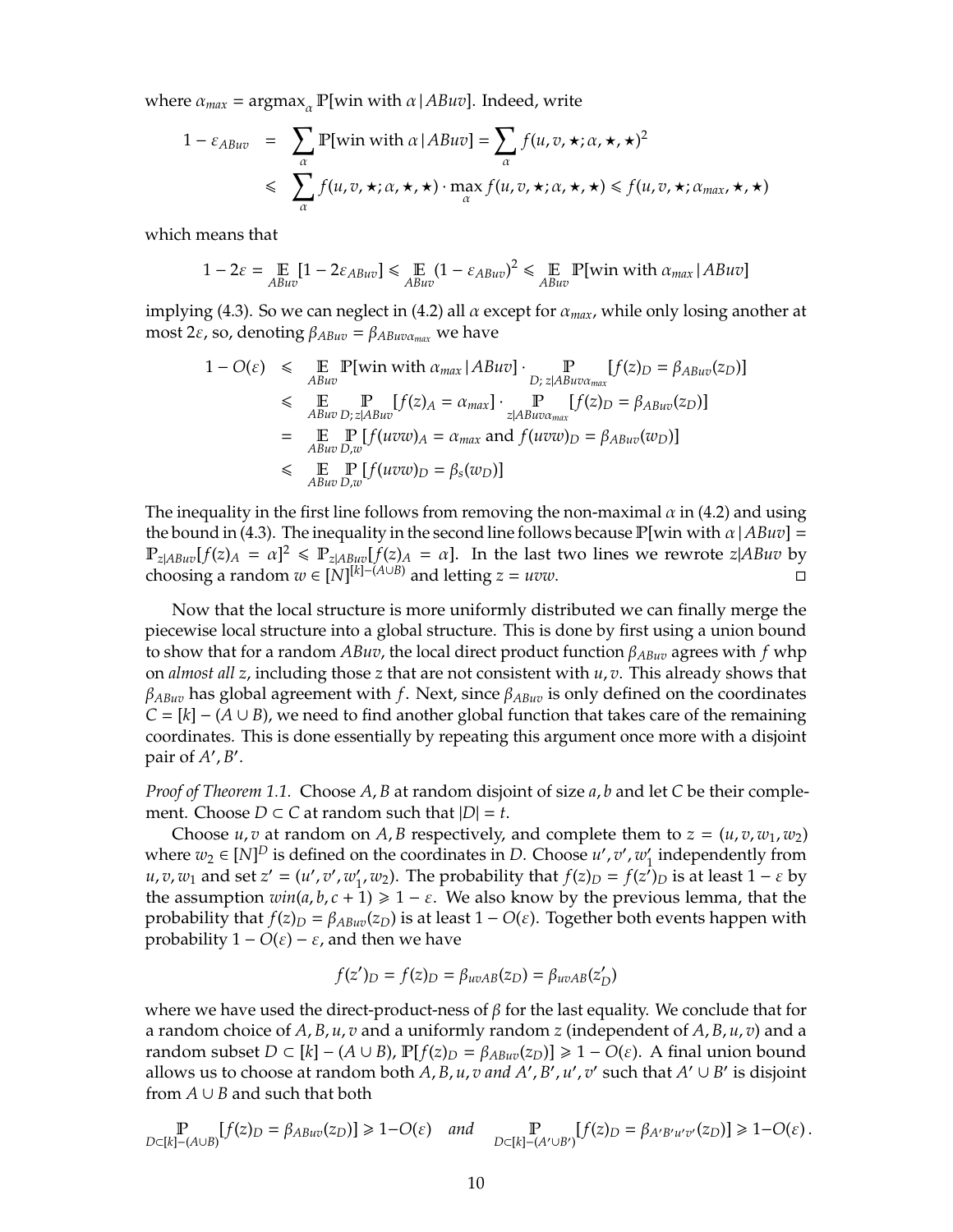where $\alpha_{max} = \text{argmax}_\alpha \mathbb{P}[\text{win with } \alpha \,|\, ABuv]$. Indeed, write

$$
\begin{aligned}
1 - \varepsilon_{ABuv} &= \sum_\alpha \mathbb{P}[\text{win with } \alpha \,|\, ABuv] = \sum_\alpha f(u, v, \star; \alpha, \star, \star)^2 \\
&\leqslant \sum_\alpha f(u, v, \star; \alpha, \star, \star) \cdot \max_\alpha f(u, v, \star; \alpha, \star, \star) \leqslant f(u, v, \star; \alpha_{max}, \star, \star)
\end{aligned}
$$

which means that

$$
1 - 2\varepsilon = \mathop{\mathbb{E}}_{ABuv}[1 - 2\varepsilon_{ABuv}] \leqslant \mathop{\mathbb{E}}_{ABuv}(1 - \varepsilon_{ABuv})^2 \leqslant \mathop{\mathbb{E}}_{ABuv} \mathbb{P}[\text{win with } \alpha_{max} \,|\, ABuv]
$$

implying (4.3). So we can neglect in (4.2) all $\alpha$ except for $\alpha_{max}$, while only losing another at most $2\varepsilon$, so, denoting $\beta_{ABuv} = \beta_{ABuv\alpha_{max}}$ we have

$$
\begin{aligned}
1 - O(\varepsilon) &\leqslant \mathop{\mathbb{E}}_{ABuv} \mathbb{P}[\text{win with } \alpha_{max} \,|\, ABuv] \cdot \mathop{\mathbb{P}}_{D;\, z|ABuv\alpha_{max}}[f(z)_D = \beta_{ABuv}(z_D)] \\
&\leqslant \mathop{\mathbb{E}}_{ABuv} \mathop{\mathbb{P}}_{D;\, z|ABuv}[f(z)_A = \alpha_{max}] \cdot \mathop{\mathbb{P}}_{z|ABuv\alpha_{max}}[f(z)_D = \beta_{ABuv}(z_D)] \\
&= \mathop{\mathbb{E}}_{ABuv} \mathop{\mathbb{P}}_{D,w}[f(uvw)_A = \alpha_{max} \text{ and } f(uvw)_D = \beta_{ABuv}(w_D)] \\
&\leqslant \mathop{\mathbb{E}}_{ABuv} \mathop{\mathbb{P}}_{D,w}[f(uvw)_D = \beta_s(w_D)]
\end{aligned}
$$

The inequality in the first line follows from removing the non-maximal $\alpha$ in (4.2) and using the bound in (4.3). The inequality in the second line follows because $\mathbb{P}[\text{win with } \alpha \,|\, ABuv] = \mathbb{P}_{z|ABuv}[f(z)_A = \alpha]^2 \leqslant \mathbb{P}_{z|ABuv}[f(z)_A = \alpha]$. In the last two lines we rewrote $z|ABuv$ by choosing a random $w \in [N]^{[k]-(A\cup B)}$ and letting $z = uvw$. ◻

Now that the local structure is more uniformly distributed we can finally merge the piecewise local structure into a global structure. This is done by first using a union bound to show that for a random $ABuv$, the local direct product function $\beta_{ABuv}$ agrees with $f$ whp on *almost all* $z$, including those $z$ that are not consistent with $u, v$. This already shows that $\beta_{ABuv}$ has global agreement with $f$. Next, since $\beta_{ABuv}$ is only defined on the coordinates $C = [k] - (A \cup B)$, we need to find another global function that takes care of the remaining coordinates. This is done essentially by repeating this argument once more with a disjoint pair of $A', B'$.

*Proof of Theorem 1.1.* Choose $A, B$ at random disjoint of size $a, b$ and let $C$ be their complement. Choose $D \subset C$ at random such that $|D| = t$.

Choose $u, v$ at random on $A, B$ respectively, and complete them to $z = (u, v, w_1, w_2)$ where $w_2 \in [N]^D$ is defined on the coordinates in $D$. Choose $u', v', w_1'$ independently from $u, v, w_1$ and set $z' = (u', v', w_1', w_2)$. The probability that $f(z)_D = f(z')_D$ is at least $1 - \varepsilon$ by the assumption $win(a, b, c + 1) \geqslant 1 - \varepsilon$. We also know by the previous lemma, that the probability that $f(z)_D = \beta_{ABuv}(z_D)$ is at least $1 - O(\varepsilon)$. Together both events happen with probability $1 - O(\varepsilon) - \varepsilon$, and then we have

$$
f(z')_D = f(z)_D = \beta_{uvAB}(z_D) = \beta_{uvAB}(z'_D)
$$

where we have used the direct-product-ness of $\beta$ for the last equality. We conclude that for a random choice of $A, B, u, v$ and a uniformly random $z$ (independent of $A, B, u, v$) and a random subset $D \subset [k] - (A \cup B)$, $\mathbb{P}[f(z)_D = \beta_{ABuv}(z_D)] \geqslant 1 - O(\varepsilon)$. A final union bound allows us to choose at random both $A, B, u, v$ *and* $A', B', u', v'$ such that $A' \cup B'$ is disjoint from $A \cup B$ and such that both

$$
\mathop{\mathbb{P}}_{D \subset [k]-(A\cup B)}[f(z)_D = \beta_{ABuv}(z_D)] \geqslant 1 - O(\varepsilon) \quad \textit{and} \quad \mathop{\mathbb{P}}_{D \subset [k]-(A'\cup B')}[f(z)_D = \beta_{A'B'u'v'}(z_D)] \geqslant 1 - O(\varepsilon)\,.
$$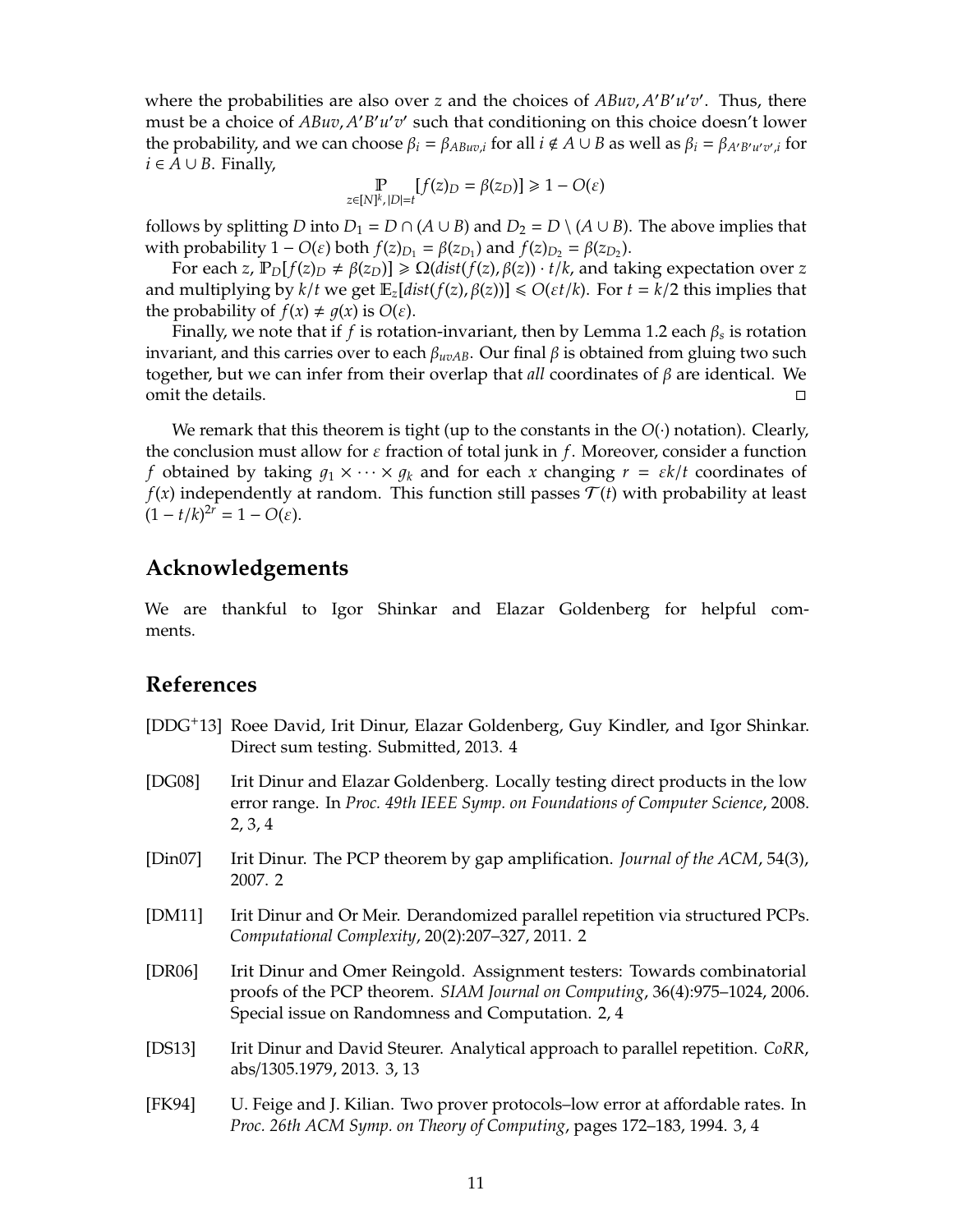where the probabilities are also over $z$ and the choices of $ABuv, A'B'u'v'$. Thus, there must be a choice of $ABuv, A'B'u'v'$ such that conditioning on this choice doesn't lower the probability, and we can choose $\beta_i = \beta_{ABuv,i}$ for all $i \notin A \cup B$ as well as $\beta_i = \beta_{A'B'u'v',i}$ for $i \in A \cup B$. Finally,

$$\mathop{\mathbb{P}}_{z\in[N]^k, |D|=t} [f(z)_D = \beta(z_D)] \geqslant 1 - O(\varepsilon)$$

follows by splitting $D$ into $D_1 = D \cap (A \cup B)$ and $D_2 = D \setminus (A \cup B)$. The above implies that with probability $1 - O(\varepsilon)$ both $f(z)_{D_1} = \beta(z_{D_1})$ and $f(z)_{D_2} = \beta(z_{D_2})$.

For each $z$, $\mathbb{P}_D[f(z)_D \neq \beta(z_D)] \geqslant \Omega(dist(f(z), \beta(z)) \cdot t/k$, and taking expectation over $z$ and multiplying by $k/t$ we get $\mathbb{E}_z[dist(f(z), \beta(z))] \leqslant O(\varepsilon t/k)$. For $t = k/2$ this implies that the probability of $f(x) \neq g(x)$ is $O(\varepsilon)$.

Finally, we note that if $f$ is rotation-invariant, then by Lemma 1.2 each $\beta_s$ is rotation invariant, and this carries over to each $\beta_{uvAB}$. Our final $\beta$ is obtained from gluing two such together, but we can infer from their overlap that *all* coordinates of $\beta$ are identical. We omit the details. □

We remark that this theorem is tight (up to the constants in the $O(\cdot)$ notation). Clearly, the conclusion must allow for $\varepsilon$ fraction of total junk in $f$. Moreover, consider a function $f$ obtained by taking $g_1 \times \cdots \times g_k$ and for each $x$ changing $r = \varepsilon k/t$ coordinates of $f(x)$ independently at random. This function still passes $\mathcal{T}(t)$ with probability at least $(1 - t/k)^{2r} = 1 - O(\varepsilon)$.

## Acknowledgements

We are thankful to Igor Shinkar and Elazar Goldenberg for helpful comments.

## References

[DDG+13] Roee David, Irit Dinur, Elazar Goldenberg, Guy Kindler, and Igor Shinkar. Direct sum testing. Submitted, 2013. 4

[DG08] Irit Dinur and Elazar Goldenberg. Locally testing direct products in the low error range. In *Proc. 49th IEEE Symp. on Foundations of Computer Science*, 2008. 2, 3, 4

[Din07] Irit Dinur. The PCP theorem by gap amplification. *Journal of the ACM*, 54(3), 2007. 2

[DM11] Irit Dinur and Or Meir. Derandomized parallel repetition via structured PCPs. *Computational Complexity*, 20(2):207–327, 2011. 2

[DR06] Irit Dinur and Omer Reingold. Assignment testers: Towards combinatorial proofs of the PCP theorem. *SIAM Journal on Computing*, 36(4):975–1024, 2006. Special issue on Randomness and Computation. 2, 4

[DS13] Irit Dinur and David Steurer. Analytical approach to parallel repetition. *CoRR*, abs/1305.1979, 2013. 3, 13

[FK94] U. Feige and J. Kilian. Two prover protocols–low error at affordable rates. In *Proc. 26th ACM Symp. on Theory of Computing*, pages 172–183, 1994. 3, 4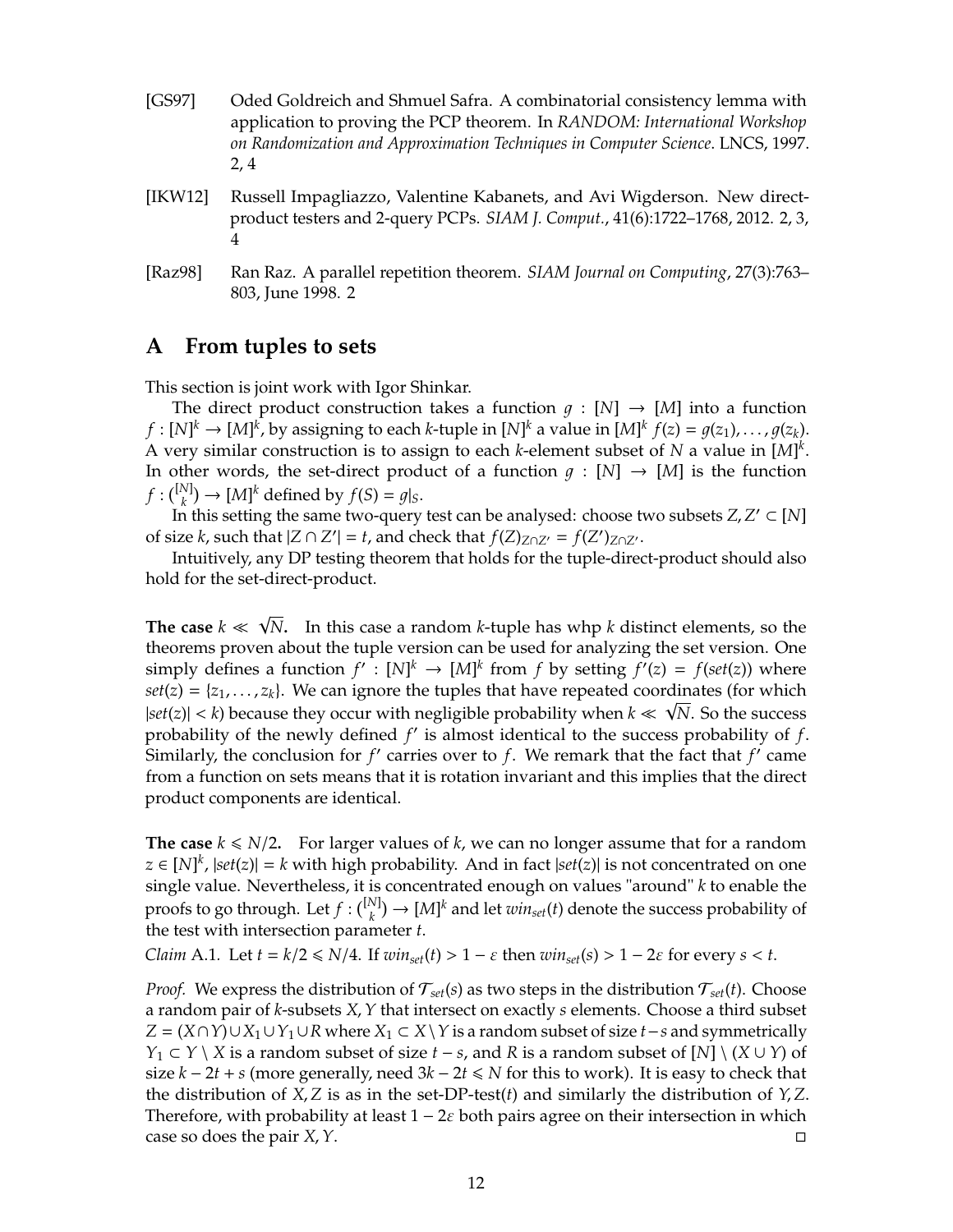[GS97] Oded Goldreich and Shmuel Safra. A combinatorial consistency lemma with application to proving the PCP theorem. In *RANDOM: International Workshop on Randomization and Approximation Techniques in Computer Science*. LNCS, 1997. 2, 4

[IKW12] Russell Impagliazzo, Valentine Kabanets, and Avi Wigderson. New direct-product testers and 2-query PCPs. *SIAM J. Comput.*, 41(6):1722–1768, 2012. 2, 3, 4

[Raz98] Ran Raz. A parallel repetition theorem. *SIAM Journal on Computing*, 27(3):763–803, June 1998. 2

# A From tuples to sets

This section is joint work with Igor Shinkar.

The direct product construction takes a function $g : [N] \to [M]$ into a function $f : [N]^k \to [M]^k$, by assigning to each $k$-tuple in $[N]^k$ a value in $[M]^k$ $f(z) = g(z_1), \ldots, g(z_k)$. A very similar construction is to assign to each $k$-element subset of $N$ a value in $[M]^k$. In other words, the set-direct product of a function $g : [N] \to [M]$ is the function $f : \binom{[N]}{k} \to [M]^k$ defined by $f(S) = g|_S$.

In this setting the same two-query test can be analysed: choose two subsets $Z, Z' \subset [N]$ of size $k$, such that $|Z \cap Z'| = t$, and check that $f(Z)_{Z \cap Z'} = f(Z')_{Z \cap Z'}$.

Intuitively, any DP testing theorem that holds for the tuple-direct-product should also hold for the set-direct-product.

**The case $k \ll \sqrt{N}$.** In this case a random $k$-tuple has whp $k$ distinct elements, so the theorems proven about the tuple version can be used for analyzing the set version. One simply defines a function $f' : [N]^k \to [M]^k$ from $f$ by setting $f'(z) = f(set(z))$ where $set(z) = \{z_1, \ldots, z_k\}$. We can ignore the tuples that have repeated coordinates (for which $|set(z)| < k$) because they occur with negligible probability when $k \ll \sqrt{N}$. So the success probability of the newly defined $f'$ is almost identical to the success probability of $f$. Similarly, the conclusion for $f'$ carries over to $f$. We remark that the fact that $f'$ came from a function on sets means that it is rotation invariant and this implies that the direct product components are identical.

**The case $k \leqslant N/2$.** For larger values of $k$, we can no longer assume that for a random $z \in [N]^k$, $|set(z)| = k$ with high probability. And in fact $|set(z)|$ is not concentrated on one single value. Nevertheless, it is concentrated enough on values "around" $k$ to enable the proofs to go through. Let $f : \binom{[N]}{k} \to [M]^k$ and let $win_{set}(t)$ denote the success probability of the test with intersection parameter $t$.

*Claim* A.1. Let $t = k/2 \leqslant N/4$. If $win_{set}(t) > 1 - \varepsilon$ then $win_{set}(s) > 1 - 2\varepsilon$ for every $s < t$.

*Proof.* We express the distribution of $\mathcal{T}_{set}(s)$ as two steps in the distribution $\mathcal{T}_{set}(t)$. Choose a random pair of $k$-subsets $X, Y$ that intersect on exactly $s$ elements. Choose a third subset $Z = (X \cap Y) \cup X_1 \cup Y_1 \cup R$ where $X_1 \subset X \setminus Y$ is a random subset of size $t - s$ and symmetrically $Y_1 \subset Y \setminus X$ is a random subset of size $t - s$, and $R$ is a random subset of $[N] \setminus (X \cup Y)$ of size $k - 2t + s$ (more generally, need $3k - 2t \leqslant N$ for this to work). It is easy to check that the distribution of $X, Z$ is as in the set-DP-test($t$) and similarly the distribution of $Y, Z$. Therefore, with probability at least $1 - 2\varepsilon$ both pairs agree on their intersection in which case so does the pair $X, Y$. $\square$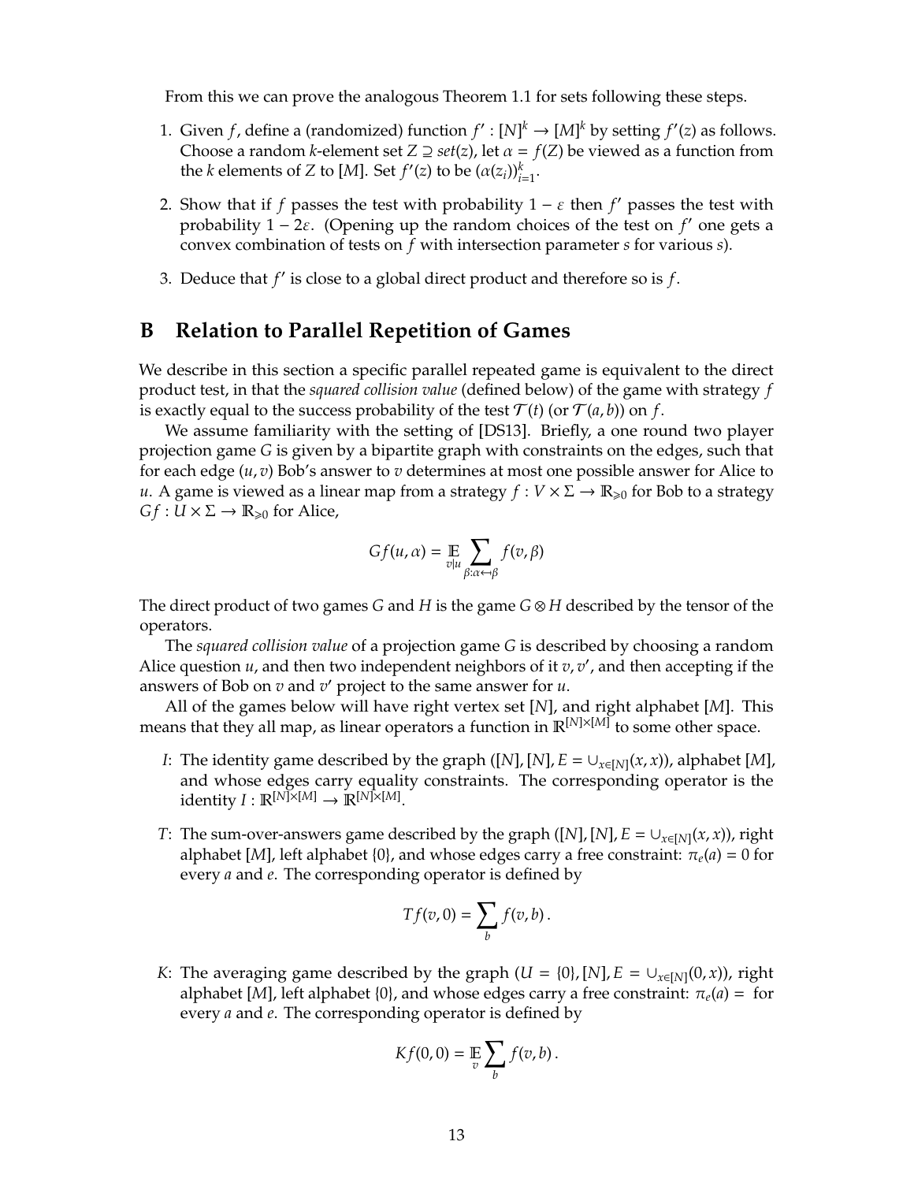From this we can prove the analogous Theorem 1.1 for sets following these steps.

1. Given $f$, define a (randomized) function $f' : [N]^k \to [M]^k$ by setting $f'(z)$ as follows. Choose a random $k$-element set $Z \supseteq set(z)$, let $\alpha = f(Z)$ be viewed as a function from the $k$ elements of $Z$ to $[M]$. Set $f'(z)$ to be $(\alpha(z_i))_{i=1}^k$.

2. Show that if $f$ passes the test with probability $1 - \varepsilon$ then $f'$ passes the test with probability $1 - 2\varepsilon$. (Opening up the random choices of the test on $f'$ one gets a convex combination of tests on $f$ with intersection parameter $s$ for various $s$).

3. Deduce that $f'$ is close to a global direct product and therefore so is $f$.

# B Relation to Parallel Repetition of Games

We describe in this section a specific parallel repeated game is equivalent to the direct product test, in that the *squared collision value* (defined below) of the game with strategy $f$ is exactly equal to the success probability of the test $\mathcal{T}(t)$ (or $\mathcal{T}(a, b)$) on $f$.

We assume familiarity with the setting of [DS13]. Briefly, a one round two player projection game $G$ is given by a bipartite graph with constraints on the edges, such that for each edge $(u, v)$ Bob's answer to $v$ determines at most one possible answer for Alice to $u$. A game is viewed as a linear map from a strategy $f : V \times \Sigma \to \mathbb{R}_{\geqslant 0}$ for Bob to a strategy $Gf : U \times \Sigma \to \mathbb{R}_{\geqslant 0}$ for Alice,

$$Gf(u, \alpha) = \mathop{\mathbb{E}}_{v|u} \sum_{\beta : \alpha \leftarrow \beta} f(v, \beta)$$

The direct product of two games $G$ and $H$ is the game $G \otimes H$ described by the tensor of the operators.

The *squared collision value* of a projection game $G$ is described by choosing a random Alice question $u$, and then two independent neighbors of it $v, v'$, and then accepting if the answers of Bob on $v$ and $v'$ project to the same answer for $u$.

All of the games below will have right vertex set $[N]$, and right alphabet $[M]$. This means that they all map, as linear operators a function in $\mathbb{R}^{[N] \times [M]}$ to some other space.

- $I$: The identity game described by the graph $([N], [N], E = \cup_{x \in [N]}(x, x))$, alphabet $[M]$, and whose edges carry equality constraints. The corresponding operator is the identity $I : \mathbb{R}^{[N] \times [M]} \to \mathbb{R}^{[N] \times [M]}$.

- $T$: The sum-over-answers game described by the graph $([N], [N], E = \cup_{x \in [N]}(x, x))$, right alphabet $[M]$, left alphabet $\{0\}$, and whose edges carry a free constraint: $\pi_e(a) = 0$ for every $a$ and $e$. The corresponding operator is defined by

$$Tf(v, 0) = \sum_b f(v, b) \,.$$

- $K$: The averaging game described by the graph $(U = \{0\}, [N], E = \cup_{x \in [N]}(0, x))$, right alphabet $[M]$, left alphabet $\{0\}$, and whose edges carry a free constraint: $\pi_e(a) =$ for every $a$ and $e$. The corresponding operator is defined by

$$Kf(0, 0) = \mathop{\mathbb{E}}_v \sum_b f(v, b) \,.$$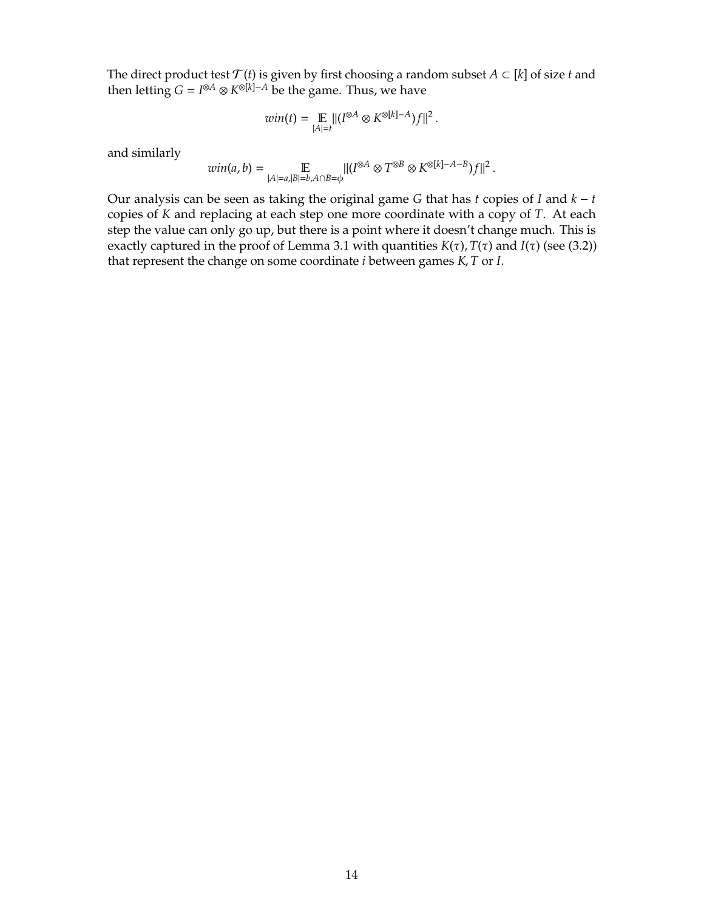The direct product test $\mathcal{T}(t)$ is given by first choosing a random subset $A \subset [k]$ of size $t$ and then letting $G = I^{\otimes A} \otimes K^{\otimes [k]-A}$ be the game. Thus, we have

$$win(t) = \mathop{\mathbb{E}}_{|A|=t} \|(I^{\otimes A} \otimes K^{\otimes [k]-A})f\|^2 .$$

and similarly

$$win(a,b) = \mathop{\mathbb{E}}_{|A|=a, |B|=b, A \cap B = \phi} \|(I^{\otimes A} \otimes T^{\otimes B} \otimes K^{\otimes [k]-A-B})f\|^2 .$$

Our analysis can be seen as taking the original game $G$ that has $t$ copies of $I$ and $k-t$ copies of $K$ and replacing at each step one more coordinate with a copy of $T$. At each step the value can only go up, but there is a point where it doesn't change much. This is exactly captured in the proof of Lemma 3.1 with quantities $K(\tau)$, $T(\tau)$ and $I(\tau)$ (see (3.2)) that represent the change on some coordinate $i$ between games $K, T$ or $I$.